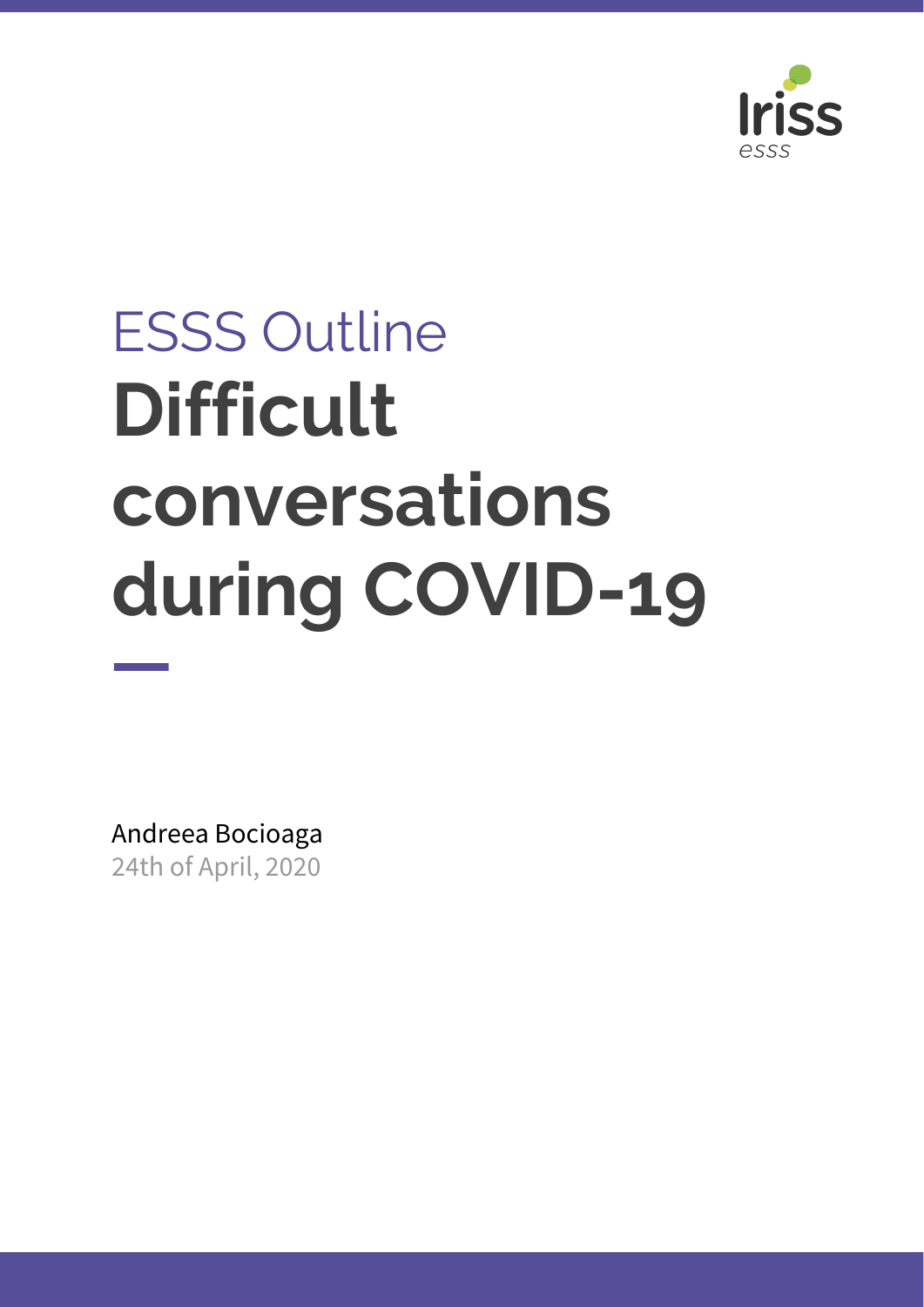Iriss
esss

ESSS Outline

# Difficult conversations during COVID-19

Andreea Bocioaga

24th of April, 2020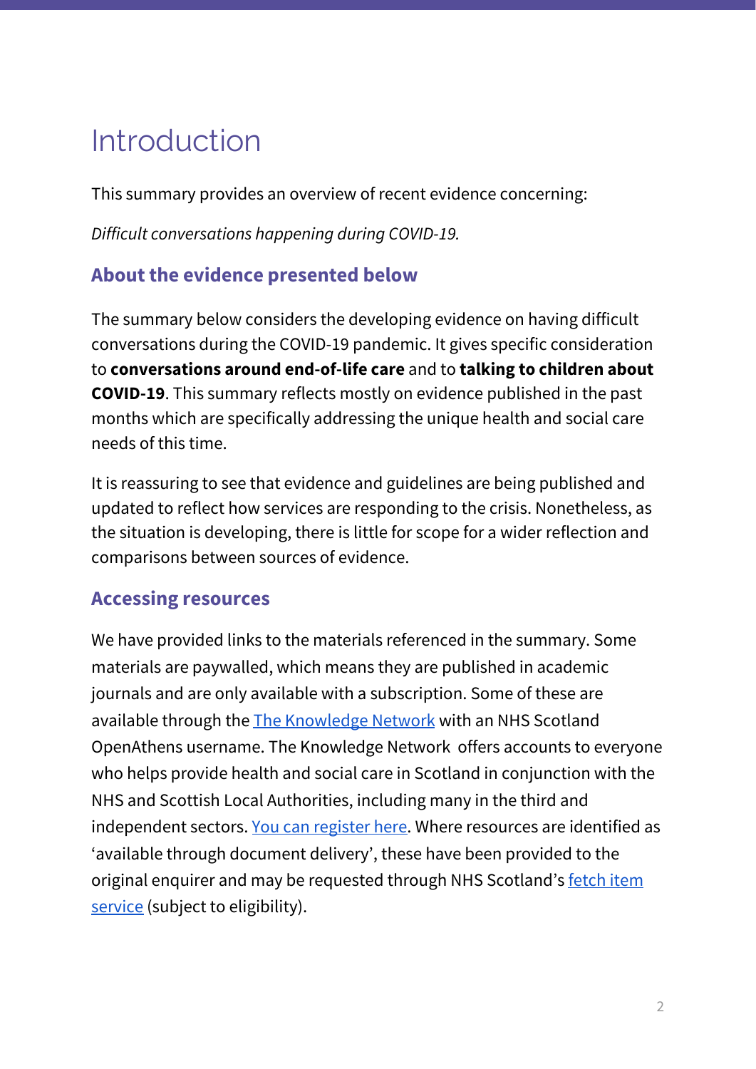# Introduction

This summary provides an overview of recent evidence concerning:

*Difficult conversations happening during COVID-19.*

## About the evidence presented below

The summary below considers the developing evidence on having difficult conversations during the COVID-19 pandemic. It gives specific consideration to **conversations around end-of-life care** and to **talking to children about COVID-19**. This summary reflects mostly on evidence published in the past months which are specifically addressing the unique health and social care needs of this time.

It is reassuring to see that evidence and guidelines are being published and updated to reflect how services are responding to the crisis. Nonetheless, as the situation is developing, there is little for scope for a wider reflection and comparisons between sources of evidence.

## Accessing resources

We have provided links to the materials referenced in the summary. Some materials are paywalled, which means they are published in academic journals and are only available with a subscription. Some of these are available through the The Knowledge Network with an NHS Scotland OpenAthens username. The Knowledge Network offers accounts to everyone who helps provide health and social care in Scotland in conjunction with the NHS and Scottish Local Authorities, including many in the third and independent sectors. You can register here. Where resources are identified as 'available through document delivery', these have been provided to the original enquirer and may be requested through NHS Scotland's fetch item service (subject to eligibility).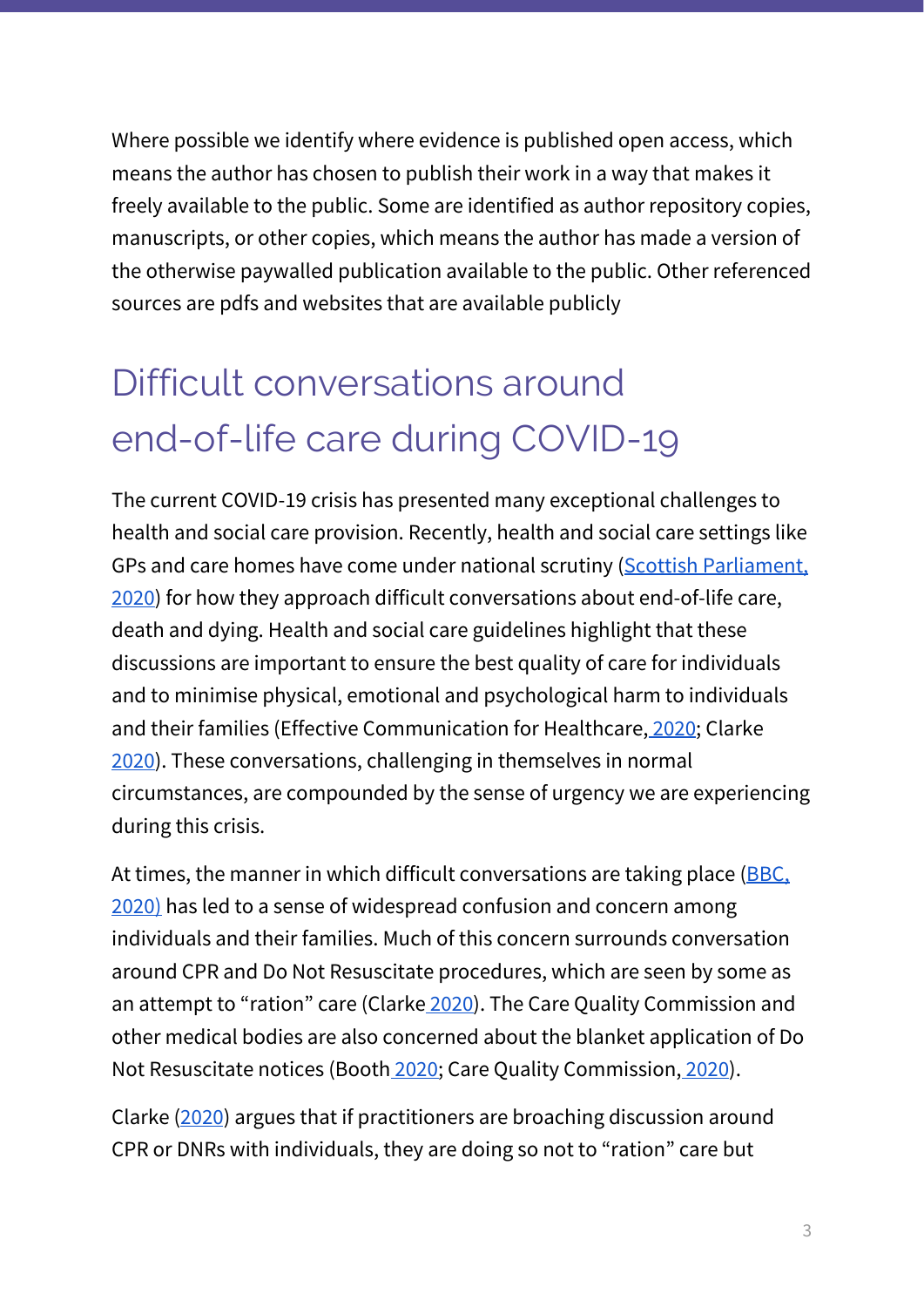Where possible we identify where evidence is published open access, which means the author has chosen to publish their work in a way that makes it freely available to the public. Some are identified as author repository copies, manuscripts, or other copies, which means the author has made a version of the otherwise paywalled publication available to the public. Other referenced sources are pdfs and websites that are available publicly

# Difficult conversations around end-of-life care during COVID-19

The current COVID-19 crisis has presented many exceptional challenges to health and social care provision. Recently, health and social care settings like GPs and care homes have come under national scrutiny (Scottish Parliament, 2020) for how they approach difficult conversations about end-of-life care, death and dying. Health and social care guidelines highlight that these discussions are important to ensure the best quality of care for individuals and to minimise physical, emotional and psychological harm to individuals and their families (Effective Communication for Healthcare, 2020; Clarke 2020). These conversations, challenging in themselves in normal circumstances, are compounded by the sense of urgency we are experiencing during this crisis.

At times, the manner in which difficult conversations are taking place (BBC, 2020) has led to a sense of widespread confusion and concern among individuals and their families. Much of this concern surrounds conversation around CPR and Do Not Resuscitate procedures, which are seen by some as an attempt to "ration" care (Clarke 2020). The Care Quality Commission and other medical bodies are also concerned about the blanket application of Do Not Resuscitate notices (Booth 2020; Care Quality Commission, 2020).

Clarke (2020) argues that if practitioners are broaching discussion around CPR or DNRs with individuals, they are doing so not to "ration" care but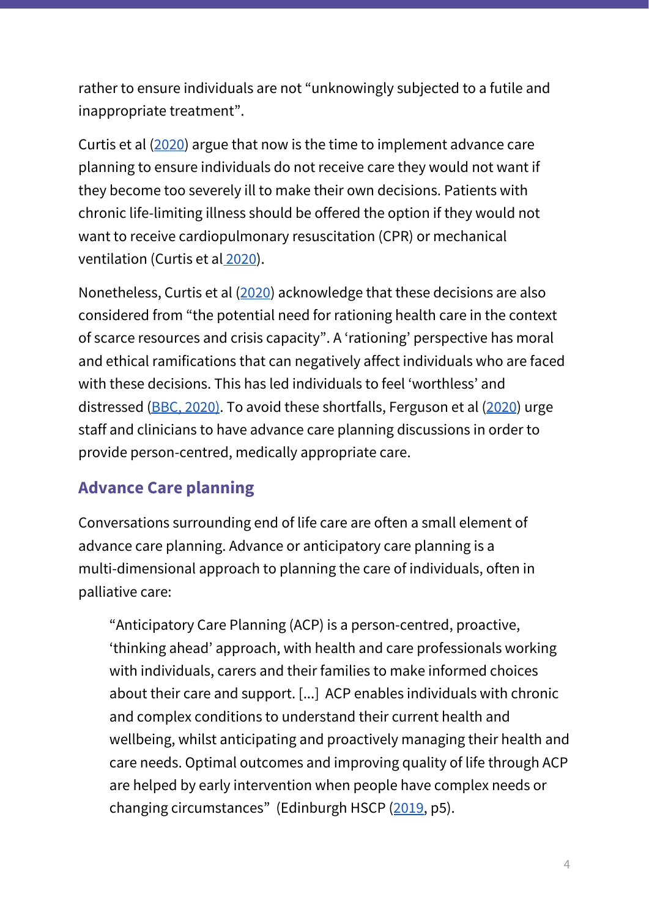rather to ensure individuals are not "unknowingly subjected to a futile and inappropriate treatment".

Curtis et al (2020) argue that now is the time to implement advance care planning to ensure individuals do not receive care they would not want if they become too severely ill to make their own decisions. Patients with chronic life-limiting illness should be offered the option if they would not want to receive cardiopulmonary resuscitation (CPR) or mechanical ventilation (Curtis et al 2020).

Nonetheless, Curtis et al (2020) acknowledge that these decisions are also considered from "the potential need for rationing health care in the context of scarce resources and crisis capacity". A 'rationing' perspective has moral and ethical ramifications that can negatively affect individuals who are faced with these decisions. This has led individuals to feel 'worthless' and distressed (BBC, 2020). To avoid these shortfalls, Ferguson et al (2020) urge staff and clinicians to have advance care planning discussions in order to provide person-centred, medically appropriate care.

## Advance Care planning

Conversations surrounding end of life care are often a small element of advance care planning. Advance or anticipatory care planning is a multi-dimensional approach to planning the care of individuals, often in palliative care:

> "Anticipatory Care Planning (ACP) is a person-centred, proactive, 'thinking ahead' approach, with health and care professionals working with individuals, carers and their families to make informed choices about their care and support. [...] ACP enables individuals with chronic and complex conditions to understand their current health and wellbeing, whilst anticipating and proactively managing their health and care needs. Optimal outcomes and improving quality of life through ACP are helped by early intervention when people have complex needs or changing circumstances" (Edinburgh HSCP (2019, p5).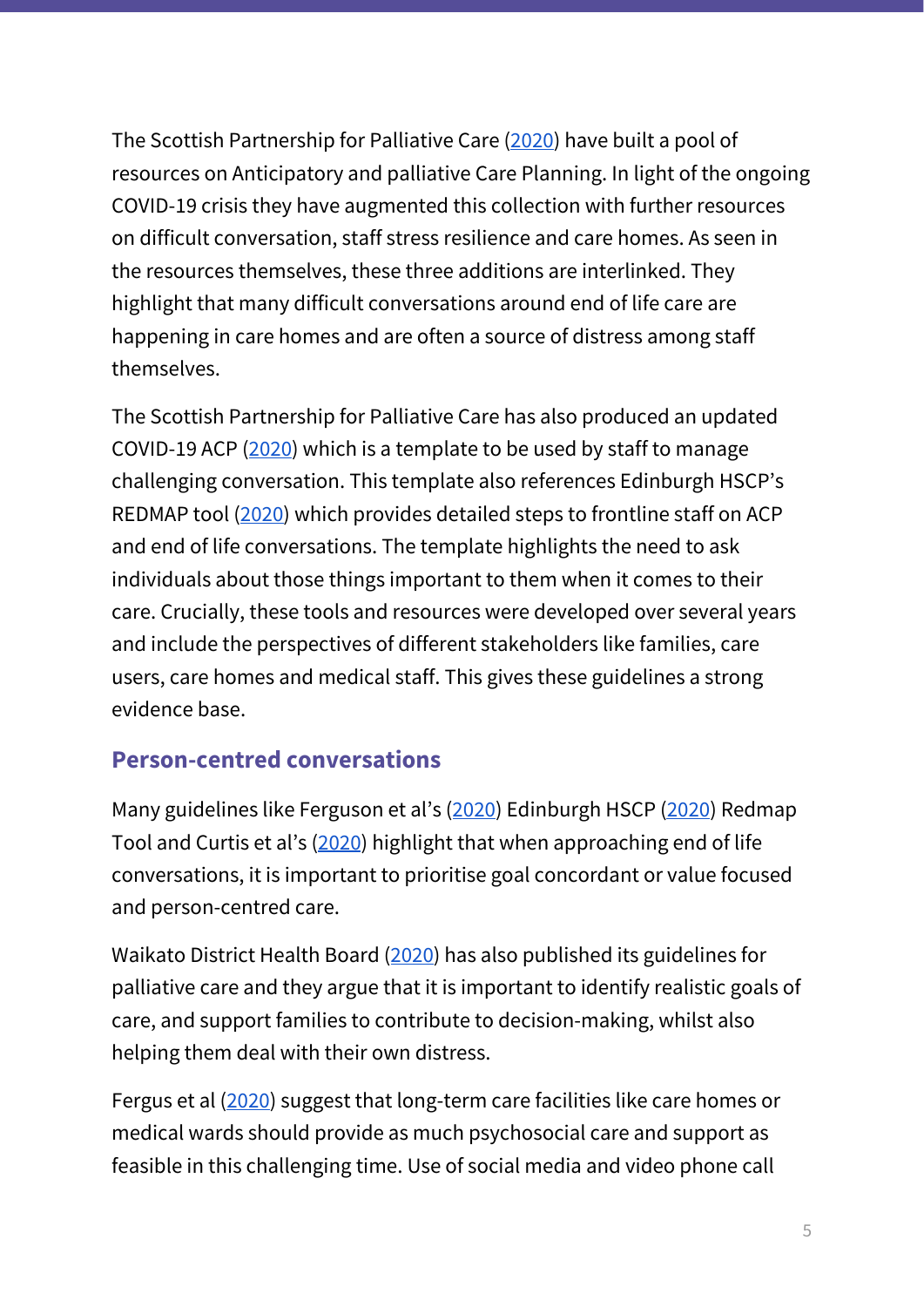The Scottish Partnership for Palliative Care (2020) have built a pool of resources on Anticipatory and palliative Care Planning. In light of the ongoing COVID-19 crisis they have augmented this collection with further resources on difficult conversation, staff stress resilience and care homes. As seen in the resources themselves, these three additions are interlinked. They highlight that many difficult conversations around end of life care are happening in care homes and are often a source of distress among staff themselves.

The Scottish Partnership for Palliative Care has also produced an updated COVID-19 ACP (2020) which is a template to be used by staff to manage challenging conversation. This template also references Edinburgh HSCP's REDMAP tool (2020) which provides detailed steps to frontline staff on ACP and end of life conversations. The template highlights the need to ask individuals about those things important to them when it comes to their care. Crucially, these tools and resources were developed over several years and include the perspectives of different stakeholders like families, care users, care homes and medical staff. This gives these guidelines a strong evidence base.

## Person-centred conversations

Many guidelines like Ferguson et al's (2020) Edinburgh HSCP (2020) Redmap Tool and Curtis et al's (2020) highlight that when approaching end of life conversations, it is important to prioritise goal concordant or value focused and person-centred care.

Waikato District Health Board (2020) has also published its guidelines for palliative care and they argue that it is important to identify realistic goals of care, and support families to contribute to decision-making, whilst also helping them deal with their own distress.

Fergus et al (2020) suggest that long-term care facilities like care homes or medical wards should provide as much psychosocial care and support as feasible in this challenging time. Use of social media and video phone call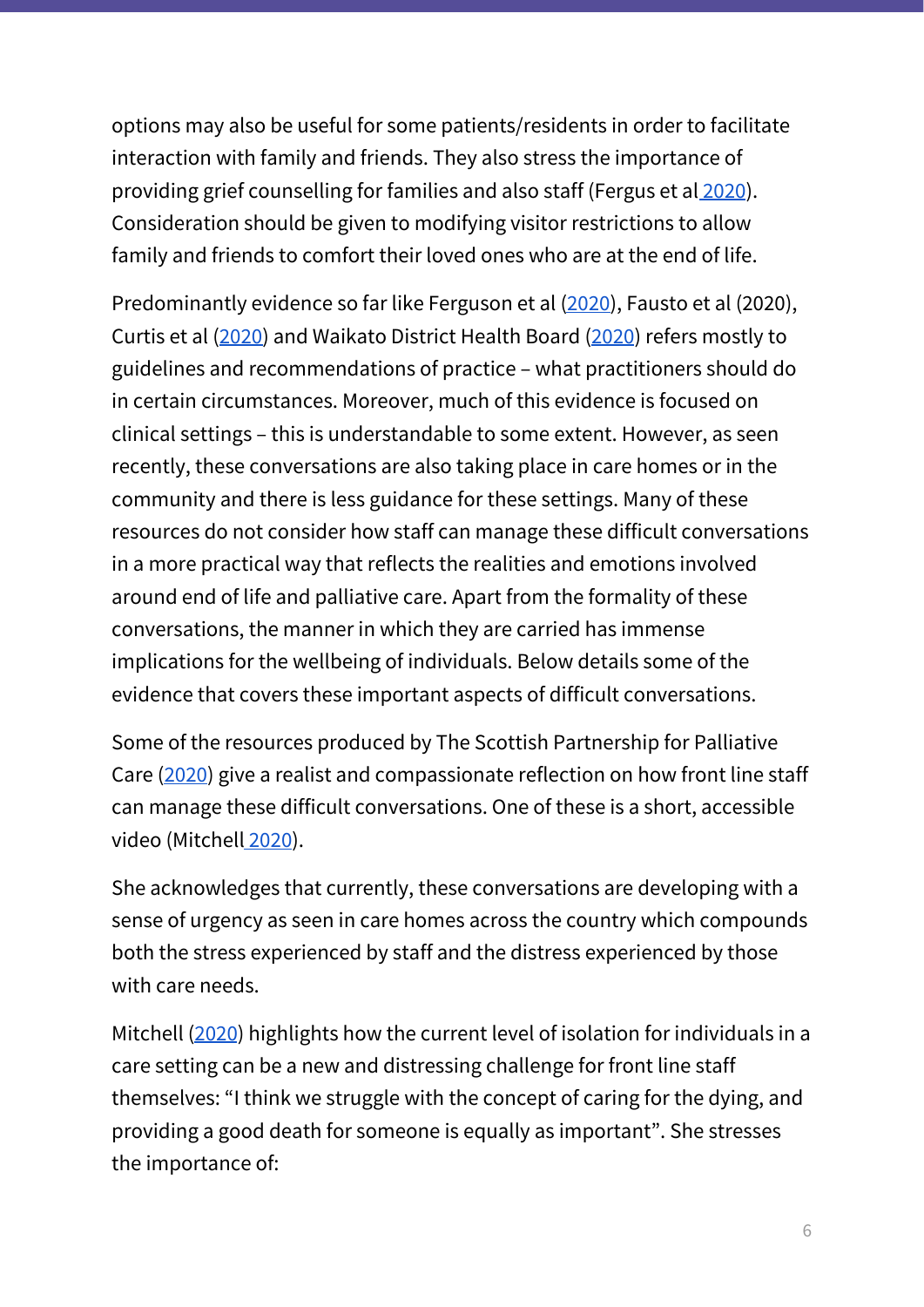options may also be useful for some patients/residents in order to facilitate interaction with family and friends. They also stress the importance of providing grief counselling for families and also staff (Fergus et al 2020). Consideration should be given to modifying visitor restrictions to allow family and friends to comfort their loved ones who are at the end of life.

Predominantly evidence so far like Ferguson et al (2020), Fausto et al (2020), Curtis et al (2020) and Waikato District Health Board (2020) refers mostly to guidelines and recommendations of practice – what practitioners should do in certain circumstances. Moreover, much of this evidence is focused on clinical settings – this is understandable to some extent. However, as seen recently, these conversations are also taking place in care homes or in the community and there is less guidance for these settings. Many of these resources do not consider how staff can manage these difficult conversations in a more practical way that reflects the realities and emotions involved around end of life and palliative care. Apart from the formality of these conversations, the manner in which they are carried has immense implications for the wellbeing of individuals. Below details some of the evidence that covers these important aspects of difficult conversations.

Some of the resources produced by The Scottish Partnership for Palliative Care (2020) give a realist and compassionate reflection on how front line staff can manage these difficult conversations. One of these is a short, accessible video (Mitchell 2020).

She acknowledges that currently, these conversations are developing with a sense of urgency as seen in care homes across the country which compounds both the stress experienced by staff and the distress experienced by those with care needs.

Mitchell (2020) highlights how the current level of isolation for individuals in a care setting can be a new and distressing challenge for front line staff themselves: "I think we struggle with the concept of caring for the dying, and providing a good death for someone is equally as important". She stresses the importance of: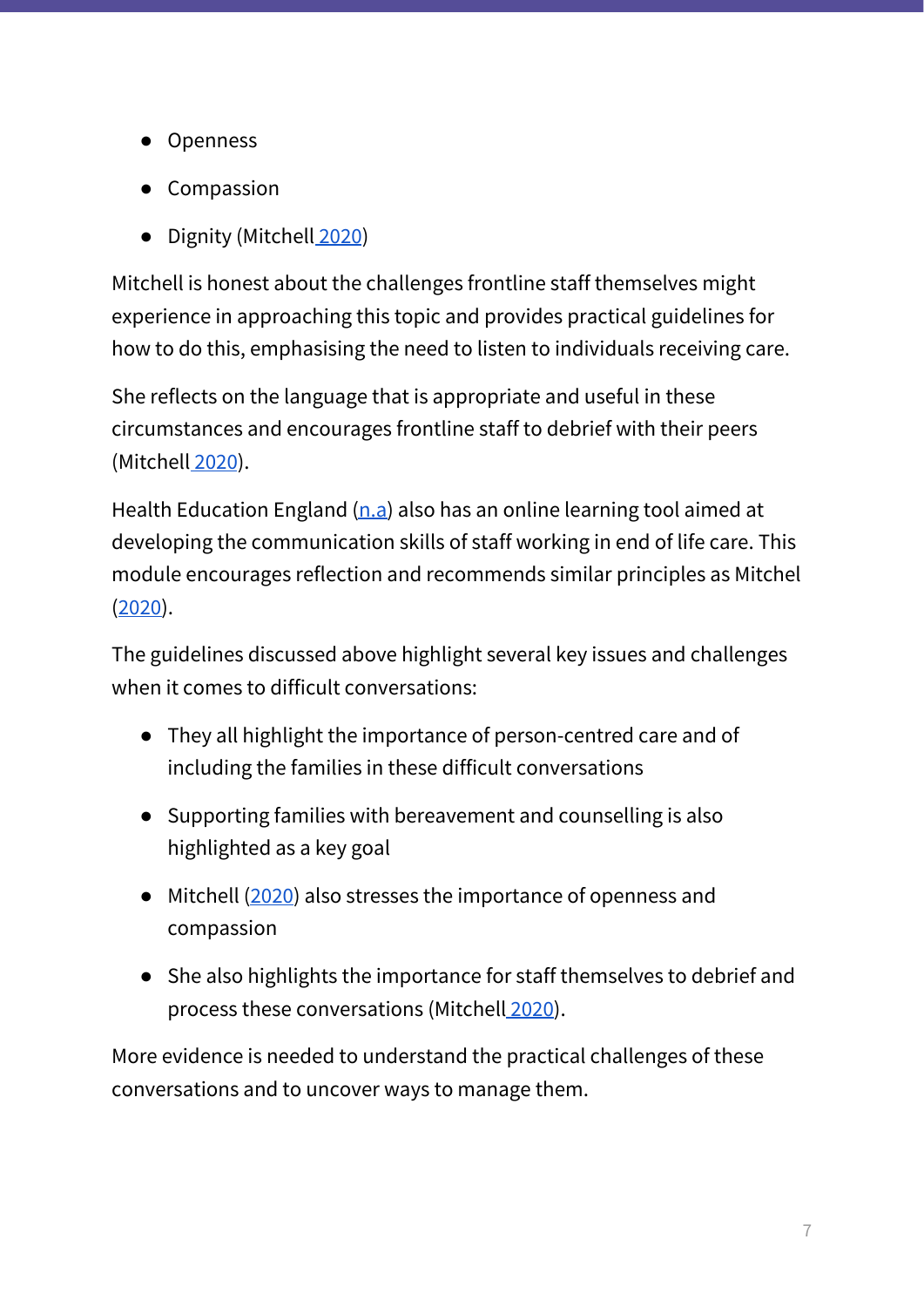- Openness
- Compassion
- Dignity (Mitchell 2020)

Mitchell is honest about the challenges frontline staff themselves might experience in approaching this topic and provides practical guidelines for how to do this, emphasising the need to listen to individuals receiving care.

She reflects on the language that is appropriate and useful in these circumstances and encourages frontline staff to debrief with their peers (Mitchell 2020).

Health Education England (n.a) also has an online learning tool aimed at developing the communication skills of staff working in end of life care. This module encourages reflection and recommends similar principles as Mitchel (2020).

The guidelines discussed above highlight several key issues and challenges when it comes to difficult conversations:

- They all highlight the importance of person-centred care and of including the families in these difficult conversations
- Supporting families with bereavement and counselling is also highlighted as a key goal
- Mitchell (2020) also stresses the importance of openness and compassion
- She also highlights the importance for staff themselves to debrief and process these conversations (Mitchell 2020).

More evidence is needed to understand the practical challenges of these conversations and to uncover ways to manage them.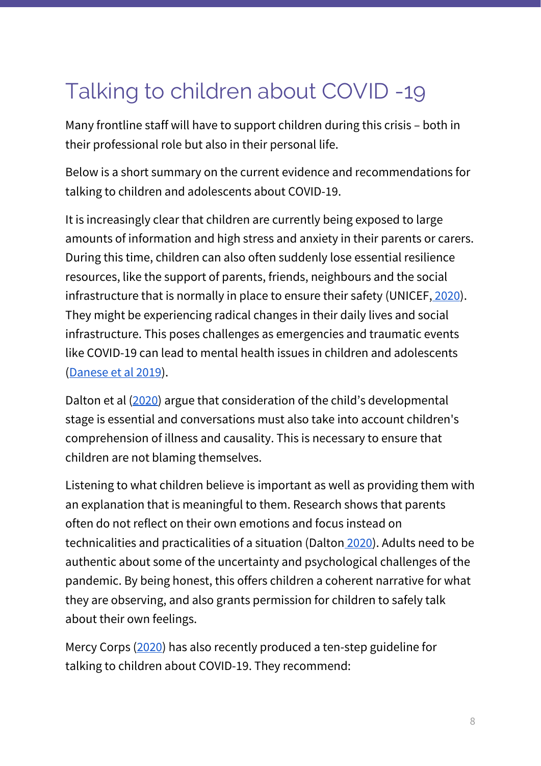# Talking to children about COVID -19

Many frontline staff will have to support children during this crisis – both in their professional role but also in their personal life.

Below is a short summary on the current evidence and recommendations for talking to children and adolescents about COVID-19.

It is increasingly clear that children are currently being exposed to large amounts of information and high stress and anxiety in their parents or carers. During this time, children can also often suddenly lose essential resilience resources, like the support of parents, friends, neighbours and the social infrastructure that is normally in place to ensure their safety (UNICEF, 2020). They might be experiencing radical changes in their daily lives and social infrastructure. This poses challenges as emergencies and traumatic events like COVID-19 can lead to mental health issues in children and adolescents (Danese et al 2019).

Dalton et al (2020) argue that consideration of the child's developmental stage is essential and conversations must also take into account children's comprehension of illness and causality. This is necessary to ensure that children are not blaming themselves.

Listening to what children believe is important as well as providing them with an explanation that is meaningful to them. Research shows that parents often do not reflect on their own emotions and focus instead on technicalities and practicalities of a situation (Dalton 2020). Adults need to be authentic about some of the uncertainty and psychological challenges of the pandemic. By being honest, this offers children a coherent narrative for what they are observing, and also grants permission for children to safely talk about their own feelings.

Mercy Corps (2020) has also recently produced a ten-step guideline for talking to children about COVID-19. They recommend: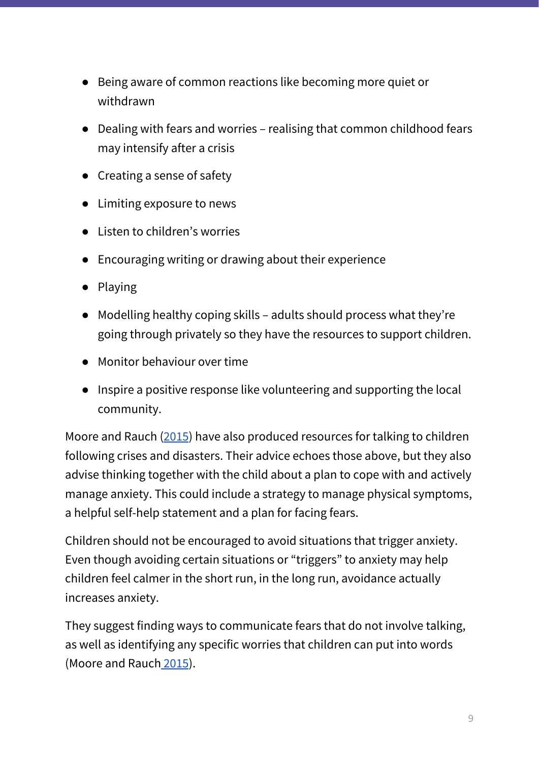- Being aware of common reactions like becoming more quiet or withdrawn
- Dealing with fears and worries – realising that common childhood fears may intensify after a crisis
- Creating a sense of safety
- Limiting exposure to news
- Listen to children's worries
- Encouraging writing or drawing about their experience
- Playing
- Modelling healthy coping skills – adults should process what they're going through privately so they have the resources to support children.
- Monitor behaviour over time
- Inspire a positive response like volunteering and supporting the local community.

Moore and Rauch (2015) have also produced resources for talking to children following crises and disasters. Their advice echoes those above, but they also advise thinking together with the child about a plan to cope with and actively manage anxiety. This could include a strategy to manage physical symptoms, a helpful self-help statement and a plan for facing fears.

Children should not be encouraged to avoid situations that trigger anxiety. Even though avoiding certain situations or "triggers" to anxiety may help children feel calmer in the short run, in the long run, avoidance actually increases anxiety.

They suggest finding ways to communicate fears that do not involve talking, as well as identifying any specific worries that children can put into words (Moore and Rauch 2015).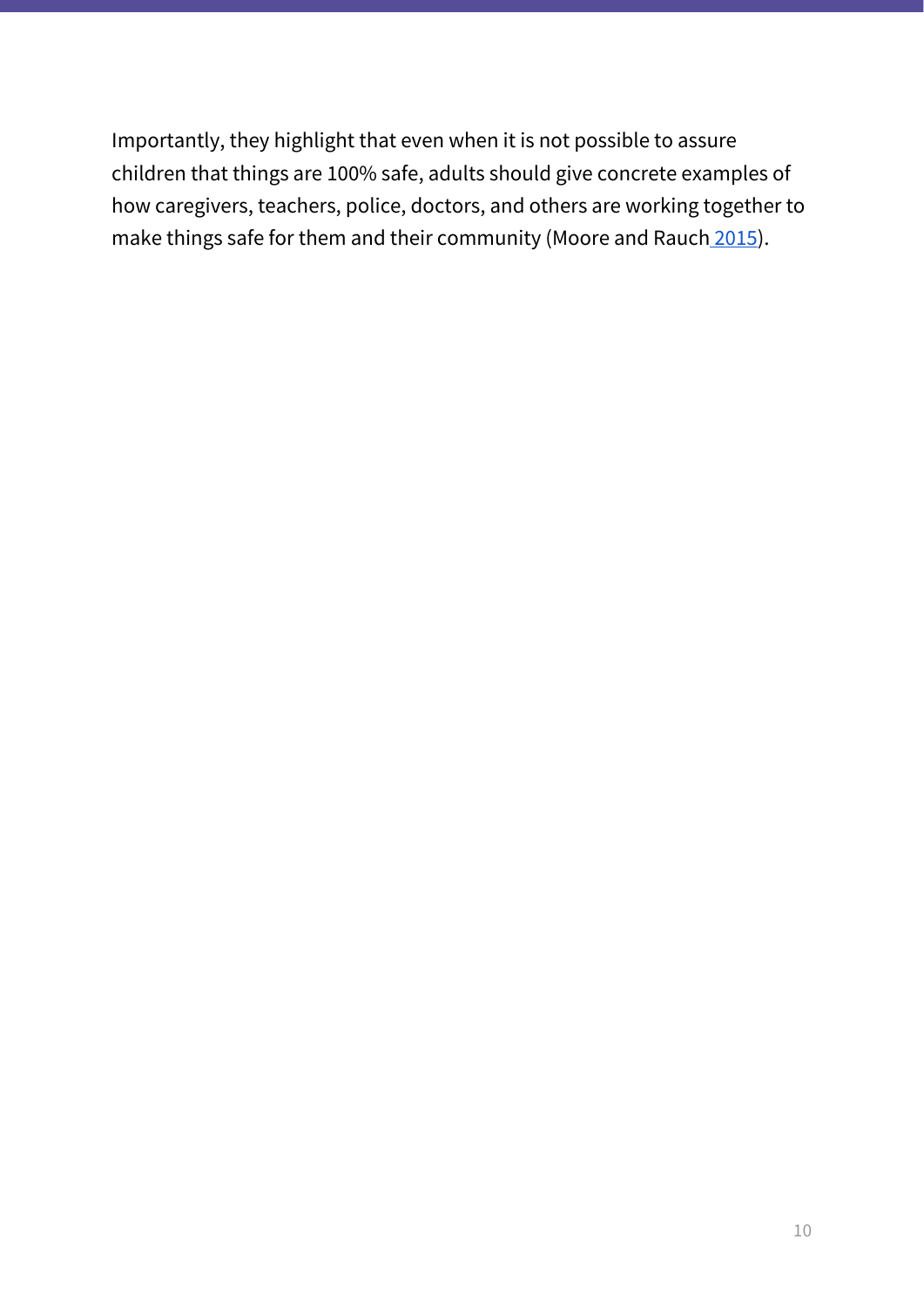Importantly, they highlight that even when it is not possible to assure children that things are 100% safe, adults should give concrete examples of how caregivers, teachers, police, doctors, and others are working together to make things safe for them and their community (Moore and Rauch 2015).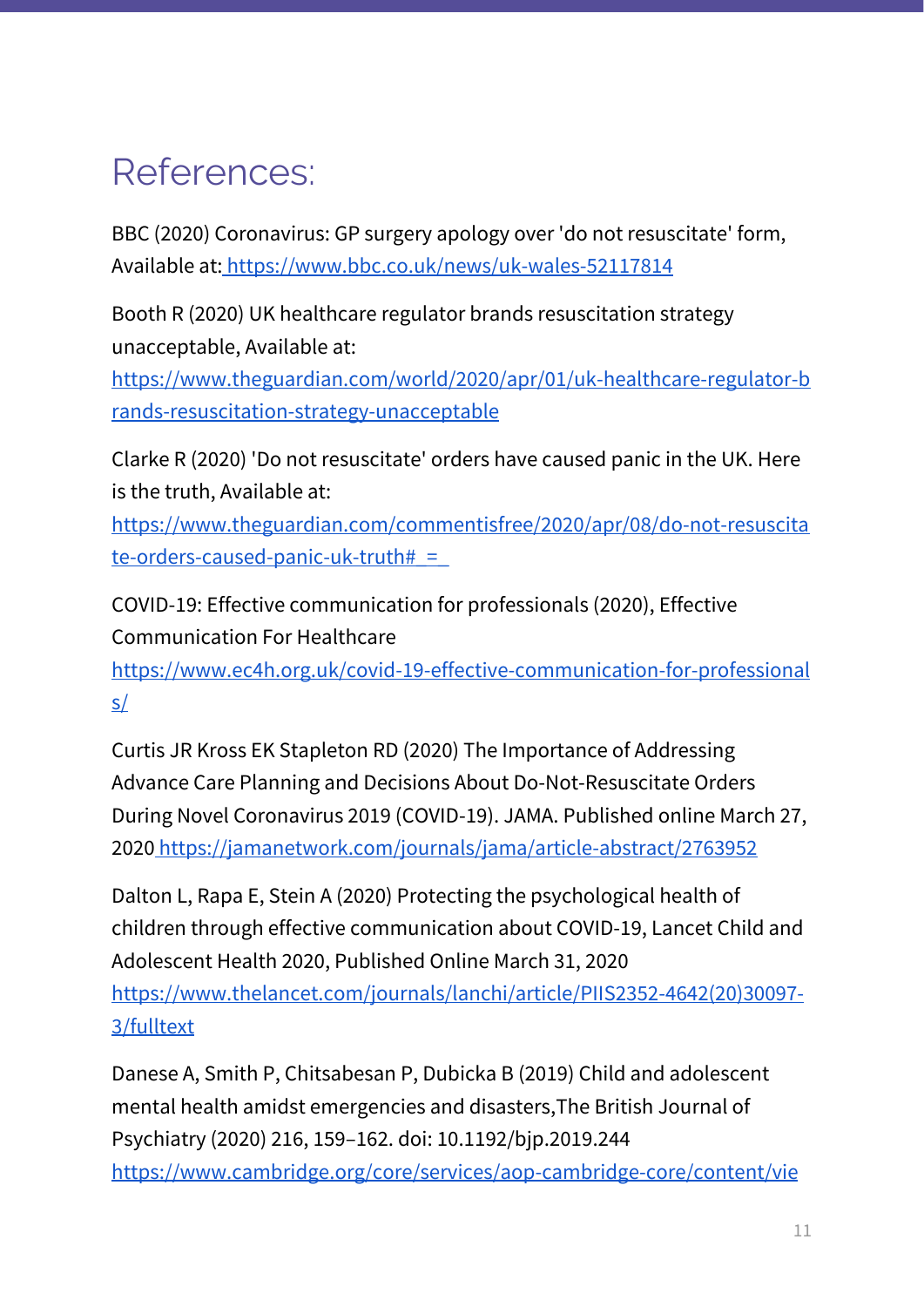# References:

BBC (2020) Coronavirus: GP surgery apology over 'do not resuscitate' form, Available at: https://www.bbc.co.uk/news/uk-wales-52117814

Booth R (2020) UK healthcare regulator brands resuscitation strategy unacceptable, Available at: https://www.theguardian.com/world/2020/apr/01/uk-healthcare-regulator-brands-resuscitation-strategy-unacceptable

Clarke R (2020) 'Do not resuscitate' orders have caused panic in the UK. Here is the truth, Available at: https://www.theguardian.com/commentisfree/2020/apr/08/do-not-resuscitate-orders-caused-panic-uk-truth#_=_

COVID-19: Effective communication for professionals (2020), Effective Communication For Healthcare https://www.ec4h.org.uk/covid-19-effective-communication-for-professionals/

Curtis JR Kross EK Stapleton RD (2020) The Importance of Addressing Advance Care Planning and Decisions About Do-Not-Resuscitate Orders During Novel Coronavirus 2019 (COVID-19). JAMA. Published online March 27, 2020 https://jamanetwork.com/journals/jama/article-abstract/2763952

Dalton L, Rapa E, Stein A (2020) Protecting the psychological health of children through effective communication about COVID-19, Lancet Child and Adolescent Health 2020, Published Online March 31, 2020 https://www.thelancet.com/journals/lanchi/article/PIIS2352-4642(20)30097-3/fulltext

Danese A, Smith P, Chitsabesan P, Dubicka B (2019) Child and adolescent mental health amidst emergencies and disasters,The British Journal of Psychiatry (2020) 216, 159–162. doi: 10.1192/bjp.2019.244 https://www.cambridge.org/core/services/aop-cambridge-core/content/vie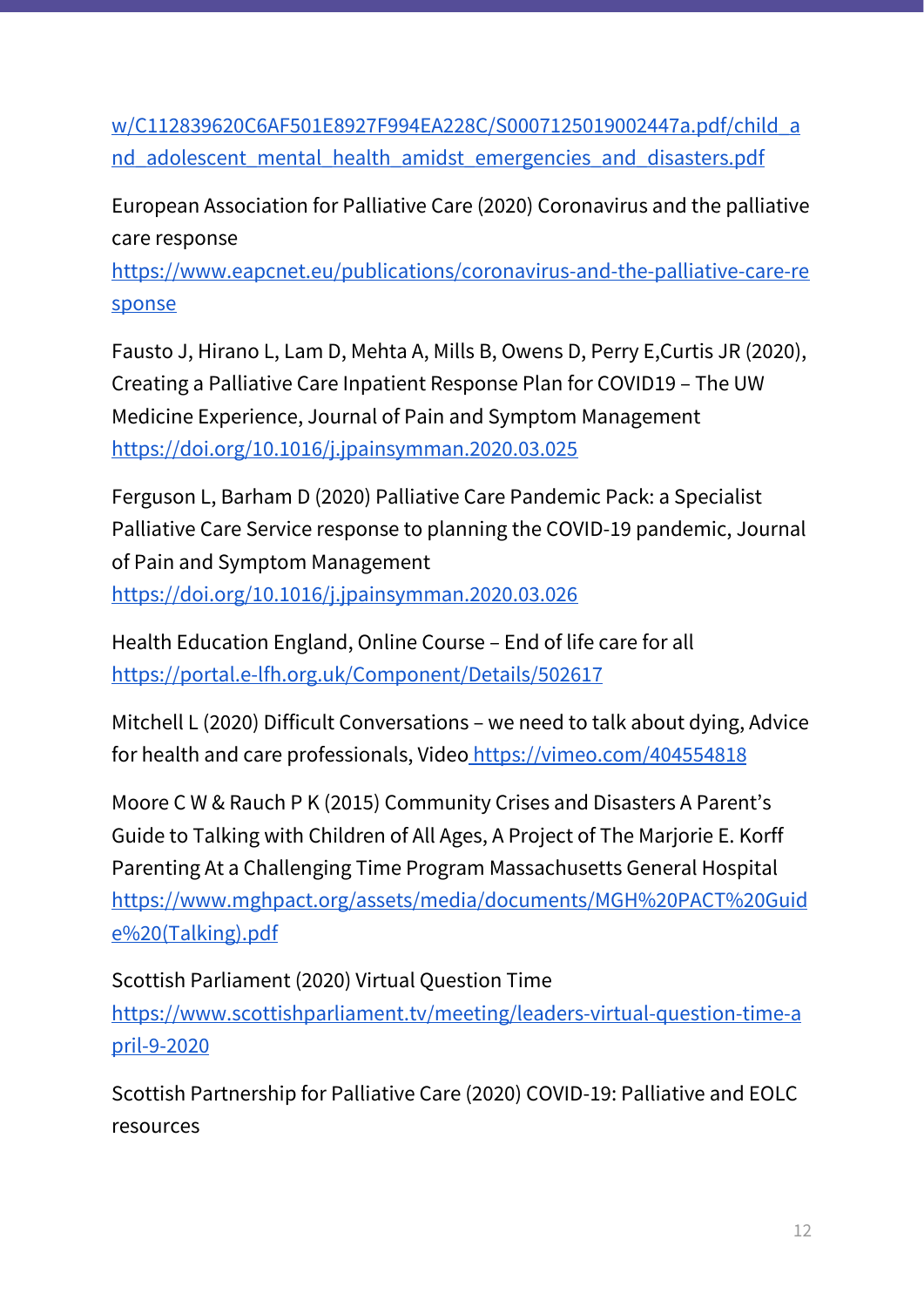w/C112839620C6AF501E8927F994EA228C/S0007125019002447a.pdf/child_and_adolescent_mental_health_amidst_emergencies_and_disasters.pdf

European Association for Palliative Care (2020) Coronavirus and the palliative care response
https://www.eapcnet.eu/publications/coronavirus-and-the-palliative-care-response

Fausto J, Hirano L, Lam D, Mehta A, Mills B, Owens D, Perry E,Curtis JR (2020), Creating a Palliative Care Inpatient Response Plan for COVID19 – The UW Medicine Experience, Journal of Pain and Symptom Management
https://doi.org/10.1016/j.jpainsymman.2020.03.025

Ferguson L, Barham D (2020) Palliative Care Pandemic Pack: a Specialist Palliative Care Service response to planning the COVID-19 pandemic, Journal of Pain and Symptom Management
https://doi.org/10.1016/j.jpainsymman.2020.03.026

Health Education England, Online Course – End of life care for all
https://portal.e-lfh.org.uk/Component/Details/502617

Mitchell L (2020) Difficult Conversations – we need to talk about dying, Advice for health and care professionals, Video https://vimeo.com/404554818

Moore C W & Rauch P K (2015) Community Crises and Disasters A Parent's Guide to Talking with Children of All Ages, A Project of The Marjorie E. Korff Parenting At a Challenging Time Program Massachusetts General Hospital
https://www.mghpact.org/assets/media/documents/MGH%20PACT%20Guide%20(Talking).pdf

Scottish Parliament (2020) Virtual Question Time
https://www.scottishparliament.tv/meeting/leaders-virtual-question-time-april-9-2020

Scottish Partnership for Palliative Care (2020) COVID-19: Palliative and EOLC resources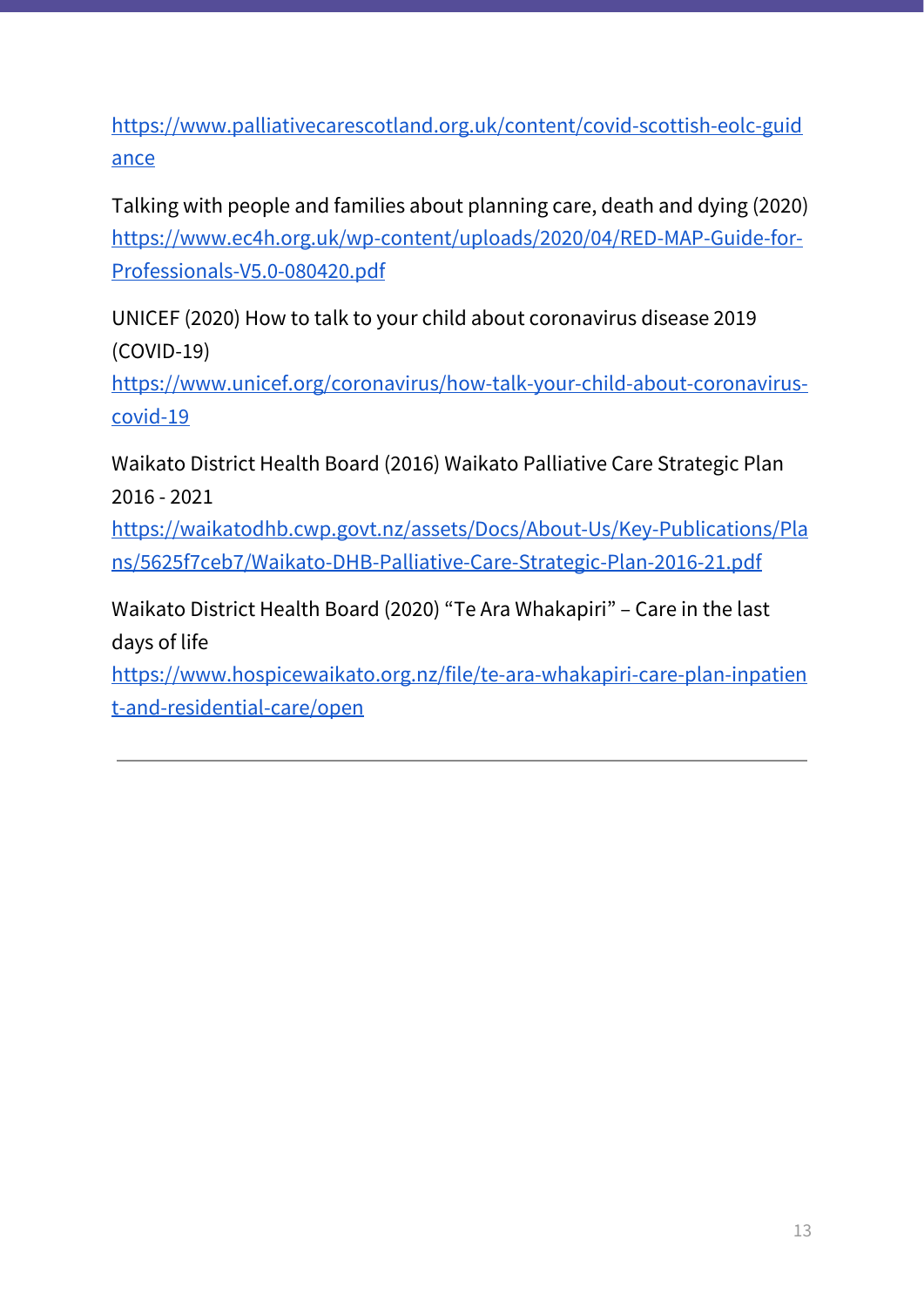https://www.palliativecarescotland.org.uk/content/covid-scottish-eolc-guidance

Talking with people and families about planning care, death and dying (2020) https://www.ec4h.org.uk/wp-content/uploads/2020/04/RED-MAP-Guide-for-Professionals-V5.0-080420.pdf

UNICEF (2020) How to talk to your child about coronavirus disease 2019 (COVID-19) https://www.unicef.org/coronavirus/how-talk-your-child-about-coronavirus-covid-19

Waikato District Health Board (2016) Waikato Palliative Care Strategic Plan 2016 - 2021 https://waikatodhb.cwp.govt.nz/assets/Docs/About-Us/Key-Publications/Plans/5625f7ceb7/Waikato-DHB-Palliative-Care-Strategic-Plan-2016-21.pdf

Waikato District Health Board (2020) “Te Ara Whakapiri” – Care in the last days of life https://www.hospicewaikato.org.nz/file/te-ara-whakapiri-care-plan-inpatient-and-residential-care/open

---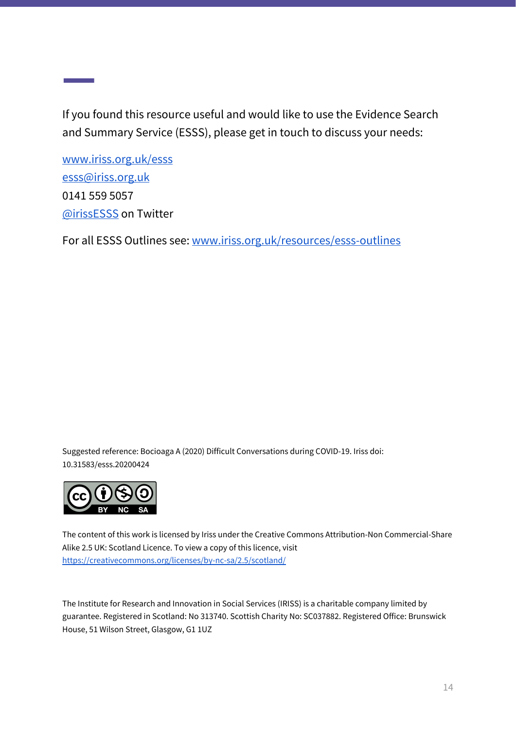If you found this resource useful and would like to use the Evidence Search and Summary Service (ESSS), please get in touch to discuss your needs:

[www.iriss.org.uk/esss](http://www.iriss.org.uk/esss)
[esss@iriss.org.uk](mailto:esss@iriss.org.uk)
0141 559 5057
[@irissESSS](https://twitter.com/irissESSS) on Twitter

For all ESSS Outlines see: [www.iriss.org.uk/resources/esss-outlines](http://www.iriss.org.uk/resources/esss-outlines)

Suggested reference: Bocioaga A (2020) Difficult Conversations during COVID-19. Iriss doi: 10.31583/esss.20200424

The content of this work is licensed by Iriss under the Creative Commons Attribution-Non Commercial-Share Alike 2.5 UK: Scotland Licence. To view a copy of this licence, visit [https://creativecommons.org/licenses/by-nc-sa/2.5/scotland/](https://creativecommons.org/licenses/by-nc-sa/2.5/scotland/)

The Institute for Research and Innovation in Social Services (IRISS) is a charitable company limited by guarantee. Registered in Scotland: No 313740. Scottish Charity No: SC037882. Registered Office: Brunswick House, 51 Wilson Street, Glasgow, G1 1UZ